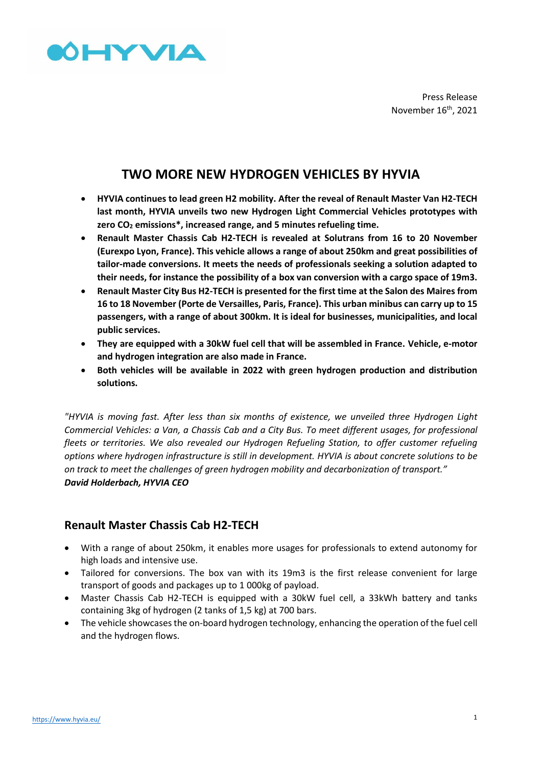HYVIA

Press Release
November 16th, 2021

# TWO MORE NEW HYDROGEN VEHICLES BY HYVIA

- **HYVIA continues to lead green H2 mobility. After the reveal of Renault Master Van H2-TECH last month, HYVIA unveils two new Hydrogen Light Commercial Vehicles prototypes with zero $CO_2$ emissions*, increased range, and 5 minutes refueling time.**
- **Renault Master Chassis Cab H2-TECH is revealed at Solutrans from 16 to 20 November (Eurexpo Lyon, France). This vehicle allows a range of about 250km and great possibilities of tailor-made conversions. It meets the needs of professionals seeking a solution adapted to their needs, for instance the possibility of a box van conversion with a cargo space of 19m3.**
- **Renault Master City Bus H2-TECH is presented for the first time at the Salon des Maires from 16 to 18 November (Porte de Versailles, Paris, France). This urban minibus can carry up to 15 passengers, with a range of about 300km. It is ideal for businesses, municipalities, and local public services.**
- **They are equipped with a 30kW fuel cell that will be assembled in France. Vehicle, e-motor and hydrogen integration are also made in France.**
- **Both vehicles will be available in 2022 with green hydrogen production and distribution solutions.**

*"HYVIA is moving fast. After less than six months of existence, we unveiled three Hydrogen Light Commercial Vehicles: a Van, a Chassis Cab and a City Bus. To meet different usages, for professional fleets or territories. We also revealed our Hydrogen Refueling Station, to offer customer refueling options where hydrogen infrastructure is still in development. HYVIA is about concrete solutions to be on track to meet the challenges of green hydrogen mobility and decarbonization of transport."*
***David Holderbach, HYVIA CEO***

## Renault Master Chassis Cab H2-TECH

- With a range of about 250km, it enables more usages for professionals to extend autonomy for high loads and intensive use.
- Tailored for conversions. The box van with its 19m3 is the first release convenient for large transport of goods and packages up to 1 000kg of payload.
- Master Chassis Cab H2-TECH is equipped with a 30kW fuel cell, a 33kWh battery and tanks containing 3kg of hydrogen (2 tanks of 1,5 kg) at 700 bars.
- The vehicle showcases the on-board hydrogen technology, enhancing the operation of the fuel cell and the hydrogen flows.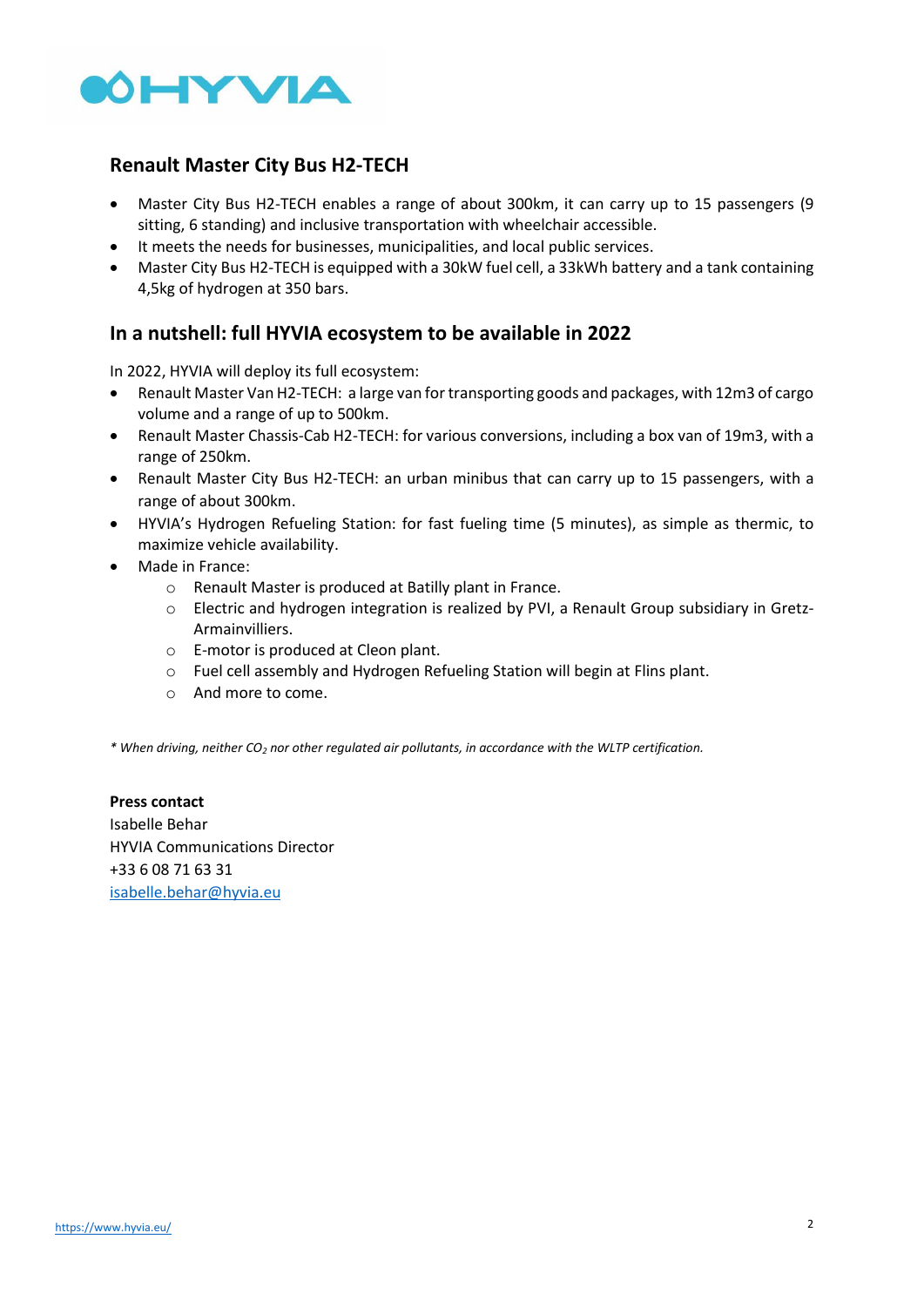## Renault Master City Bus H2-TECH

- Master City Bus H2-TECH enables a range of about 300km, it can carry up to 15 passengers (9 sitting, 6 standing) and inclusive transportation with wheelchair accessible.
- It meets the needs for businesses, municipalities, and local public services.
- Master City Bus H2-TECH is equipped with a 30kW fuel cell, a 33kWh battery and a tank containing 4,5kg of hydrogen at 350 bars.

## In a nutshell: full HYVIA ecosystem to be available in 2022

In 2022, HYVIA will deploy its full ecosystem:

- Renault Master Van H2-TECH: a large van for transporting goods and packages, with 12m3 of cargo volume and a range of up to 500km.
- Renault Master Chassis-Cab H2-TECH: for various conversions, including a box van of 19m3, with a range of 250km.
- Renault Master City Bus H2-TECH: an urban minibus that can carry up to 15 passengers, with a range of about 300km.
- HYVIA's Hydrogen Refueling Station: for fast fueling time (5 minutes), as simple as thermic, to maximize vehicle availability.
- Made in France:
  - Renault Master is produced at Batilly plant in France.
  - Electric and hydrogen integration is realized by PVI, a Renault Group subsidiary in Gretz-Armainvilliers.
  - E-motor is produced at Cleon plant.
  - Fuel cell assembly and Hydrogen Refueling Station will begin at Flins plant.
  - And more to come.

*\* When driving, neither $CO_2$ nor other regulated air pollutants, in accordance with the WLTP certification.*

**Press contact**
Isabelle Behar
HYVIA Communications Director
+33 6 08 71 63 31
isabelle.behar@hyvia.eu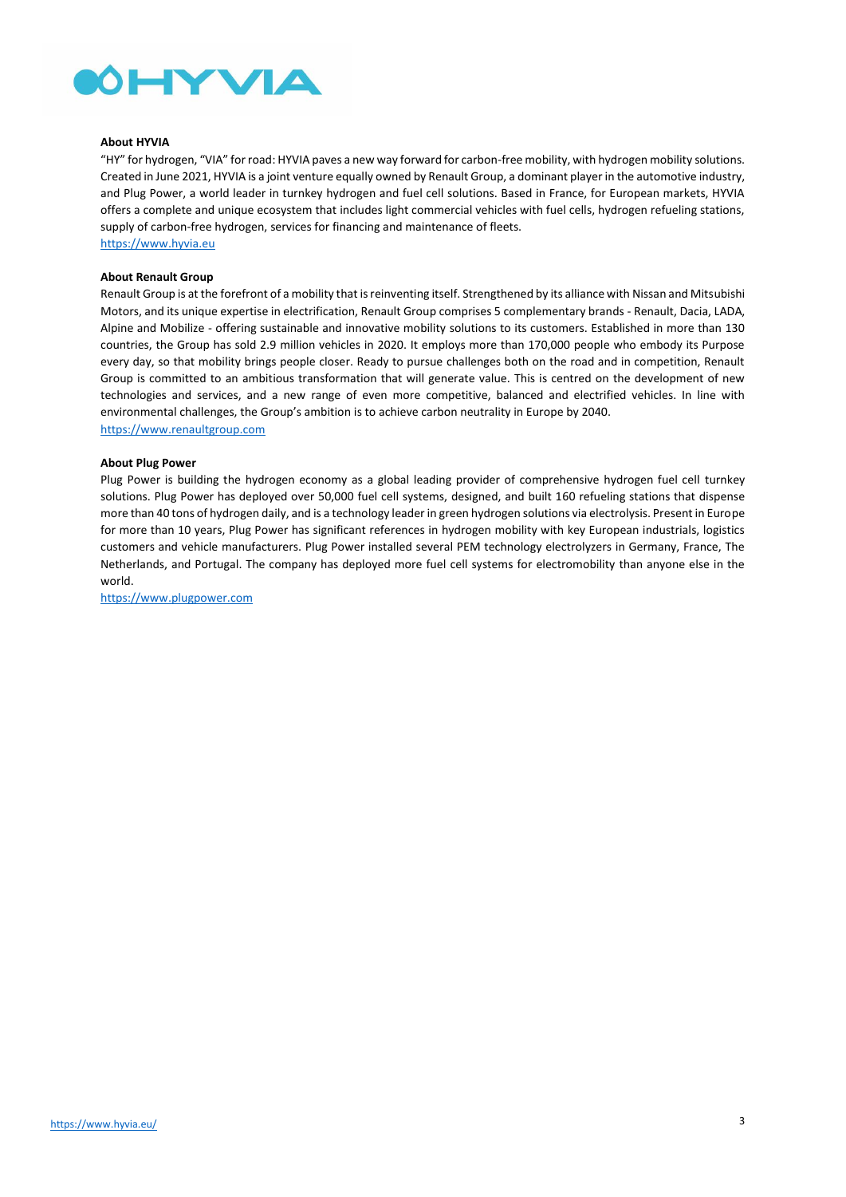**About HYVIA**

"HY" for hydrogen, "VIA" for road: HYVIA paves a new way forward for carbon-free mobility, with hydrogen mobility solutions. Created in June 2021, HYVIA is a joint venture equally owned by Renault Group, a dominant player in the automotive industry, and Plug Power, a world leader in turnkey hydrogen and fuel cell solutions. Based in France, for European markets, HYVIA offers a complete and unique ecosystem that includes light commercial vehicles with fuel cells, hydrogen refueling stations, supply of carbon-free hydrogen, services for financing and maintenance of fleets.

https://www.hyvia.eu

**About Renault Group**

Renault Group is at the forefront of a mobility that is reinventing itself. Strengthened by its alliance with Nissan and Mitsubishi Motors, and its unique expertise in electrification, Renault Group comprises 5 complementary brands - Renault, Dacia, LADA, Alpine and Mobilize - offering sustainable and innovative mobility solutions to its customers. Established in more than 130 countries, the Group has sold 2.9 million vehicles in 2020. It employs more than 170,000 people who embody its Purpose every day, so that mobility brings people closer. Ready to pursue challenges both on the road and in competition, Renault Group is committed to an ambitious transformation that will generate value. This is centred on the development of new technologies and services, and a new range of even more competitive, balanced and electrified vehicles. In line with environmental challenges, the Group's ambition is to achieve carbon neutrality in Europe by 2040.

https://www.renaultgroup.com

**About Plug Power**

Plug Power is building the hydrogen economy as a global leading provider of comprehensive hydrogen fuel cell turnkey solutions. Plug Power has deployed over 50,000 fuel cell systems, designed, and built 160 refueling stations that dispense more than 40 tons of hydrogen daily, and is a technology leader in green hydrogen solutions via electrolysis. Present in Europe for more than 10 years, Plug Power has significant references in hydrogen mobility with key European industrials, logistics customers and vehicle manufacturers. Plug Power installed several PEM technology electrolyzers in Germany, France, The Netherlands, and Portugal. The company has deployed more fuel cell systems for electromobility than anyone else in the world.

https://www.plugpower.com